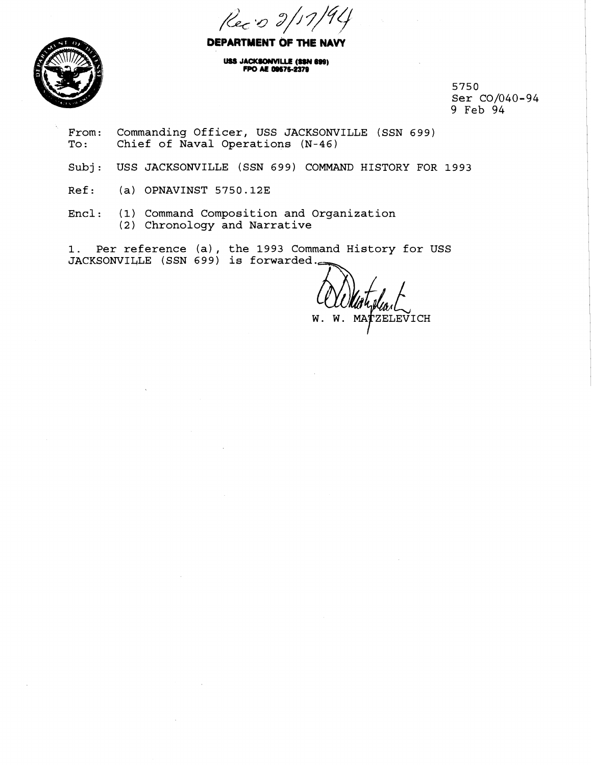Rec'd 2/17/94

**DEPARTMENT OF THE NAVY**

**USS JACKSONVILLE (SSN 699)**
**FPO AE 09575-2379**

5750
Ser CO/040-94
9 Feb 94

From: Commanding Officer, USS JACKSONVILLE (SSN 699)
To: Chief of Naval Operations (N-46)

Subj: USS JACKSONVILLE (SSN 699) COMMAND HISTORY FOR 1993

Ref: (a) OPNAVINST 5750.12E

Encl: (1) Command Composition and Organization
(2) Chronology and Narrative

1. Per reference (a), the 1993 Command History for USS JACKSONVILLE (SSN 699) is forwarded.

W. W. MATZELEVICH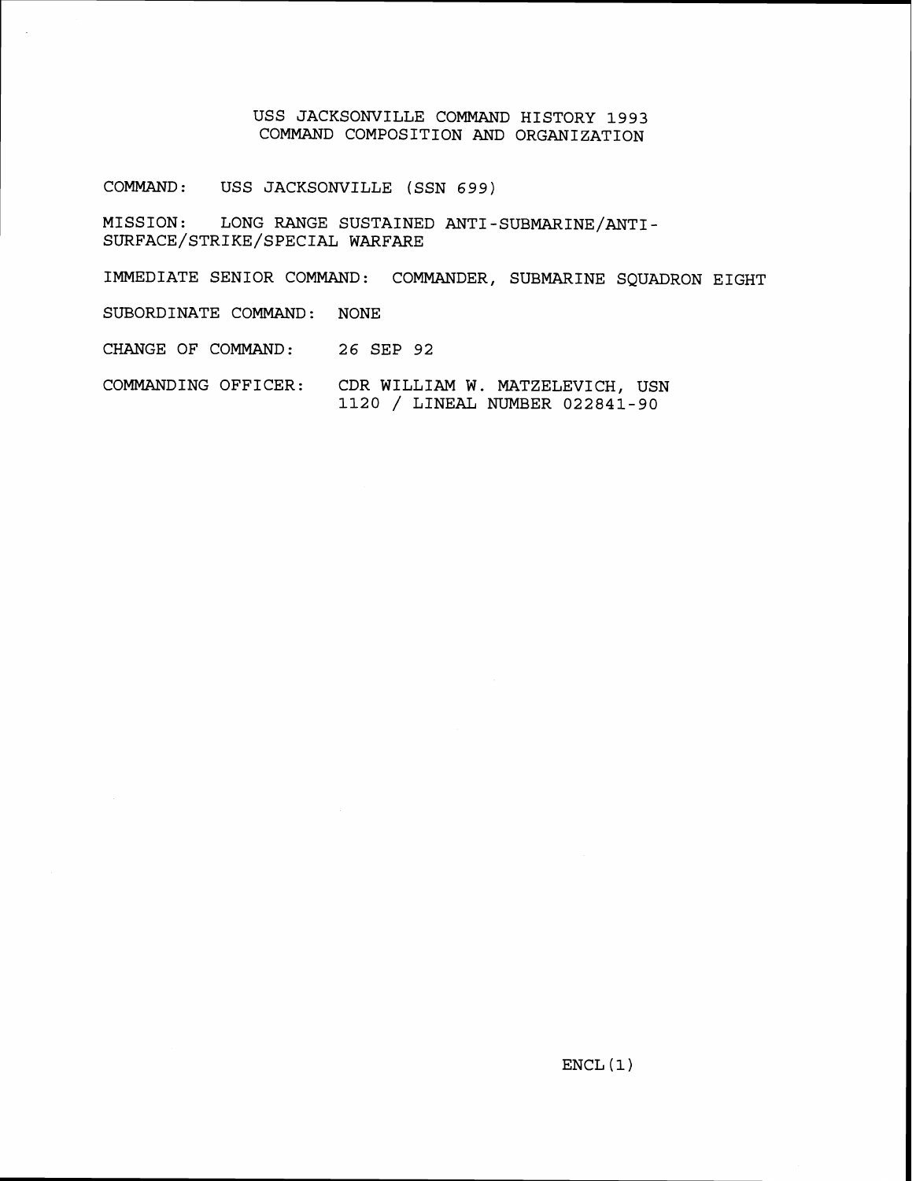# USS JACKSONVILLE COMMAND HISTORY 1993
## COMMAND COMPOSITION AND ORGANIZATION

COMMAND: USS JACKSONVILLE (SSN 699)

MISSION: LONG RANGE SUSTAINED ANTI-SUBMARINE/ANTI-SURFACE/STRIKE/SPECIAL WARFARE

IMMEDIATE SENIOR COMMAND: COMMANDER, SUBMARINE SQUADRON EIGHT

SUBORDINATE COMMAND: NONE

CHANGE OF COMMAND: 26 SEP 92

COMMANDING OFFICER: CDR WILLIAM W. MATZELEVICH, USN
1120 / LINEAL NUMBER 022841-90

ENCL(1)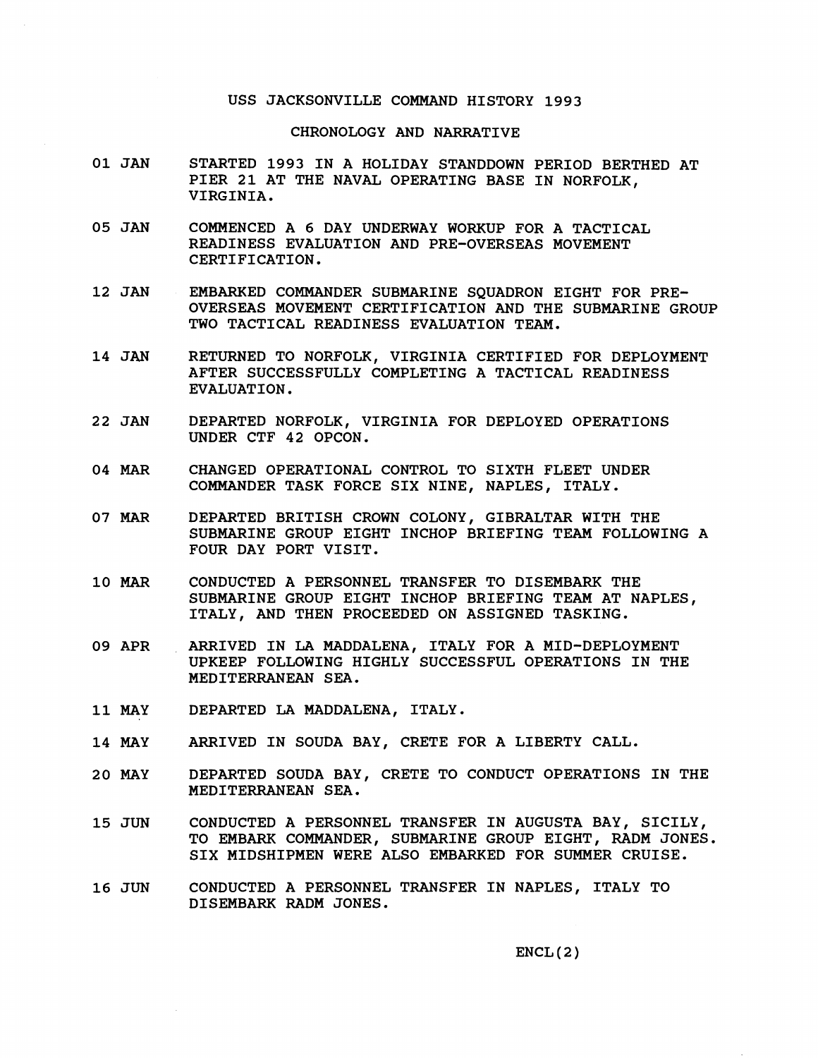# USS JACKSONVILLE COMMAND HISTORY 1993

## CHRONOLOGY AND NARRATIVE

| | |
|---|---|
| 01 JAN | STARTED 1993 IN A HOLIDAY STANDDOWN PERIOD BERTHED AT PIER 21 AT THE NAVAL OPERATING BASE IN NORFOLK, VIRGINIA. |
| 05 JAN | COMMENCED A 6 DAY UNDERWAY WORKUP FOR A TACTICAL READINESS EVALUATION AND PRE-OVERSEAS MOVEMENT CERTIFICATION. |
| 12 JAN | EMBARKED COMMANDER SUBMARINE SQUADRON EIGHT FOR PRE-OVERSEAS MOVEMENT CERTIFICATION AND THE SUBMARINE GROUP TWO TACTICAL READINESS EVALUATION TEAM. |
| 14 JAN | RETURNED TO NORFOLK, VIRGINIA CERTIFIED FOR DEPLOYMENT AFTER SUCCESSFULLY COMPLETING A TACTICAL READINESS EVALUATION. |
| 22 JAN | DEPARTED NORFOLK, VIRGINIA FOR DEPLOYED OPERATIONS UNDER CTF 42 OPCON. |
| 04 MAR | CHANGED OPERATIONAL CONTROL TO SIXTH FLEET UNDER COMMANDER TASK FORCE SIX NINE, NAPLES, ITALY. |
| 07 MAR | DEPARTED BRITISH CROWN COLONY, GIBRALTAR WITH THE SUBMARINE GROUP EIGHT INCHOP BRIEFING TEAM FOLLOWING A FOUR DAY PORT VISIT. |
| 10 MAR | CONDUCTED A PERSONNEL TRANSFER TO DISEMBARK THE SUBMARINE GROUP EIGHT INCHOP BRIEFING TEAM AT NAPLES, ITALY, AND THEN PROCEEDED ON ASSIGNED TASKING. |
| 09 APR | ARRIVED IN LA MADDALENA, ITALY FOR A MID-DEPLOYMENT UPKEEP FOLLOWING HIGHLY SUCCESSFUL OPERATIONS IN THE MEDITERRANEAN SEA. |
| 11 MAY | DEPARTED LA MADDALENA, ITALY. |
| 14 MAY | ARRIVED IN SOUDA BAY, CRETE FOR A LIBERTY CALL. |
| 20 MAY | DEPARTED SOUDA BAY, CRETE TO CONDUCT OPERATIONS IN THE MEDITERRANEAN SEA. |
| 15 JUN | CONDUCTED A PERSONNEL TRANSFER IN AUGUSTA BAY, SICILY, TO EMBARK COMMANDER, SUBMARINE GROUP EIGHT, RADM JONES. SIX MIDSHIPMEN WERE ALSO EMBARKED FOR SUMMER CRUISE. |
| 16 JUN | CONDUCTED A PERSONNEL TRANSFER IN NAPLES, ITALY TO DISEMBARK RADM JONES. |

ENCL(2)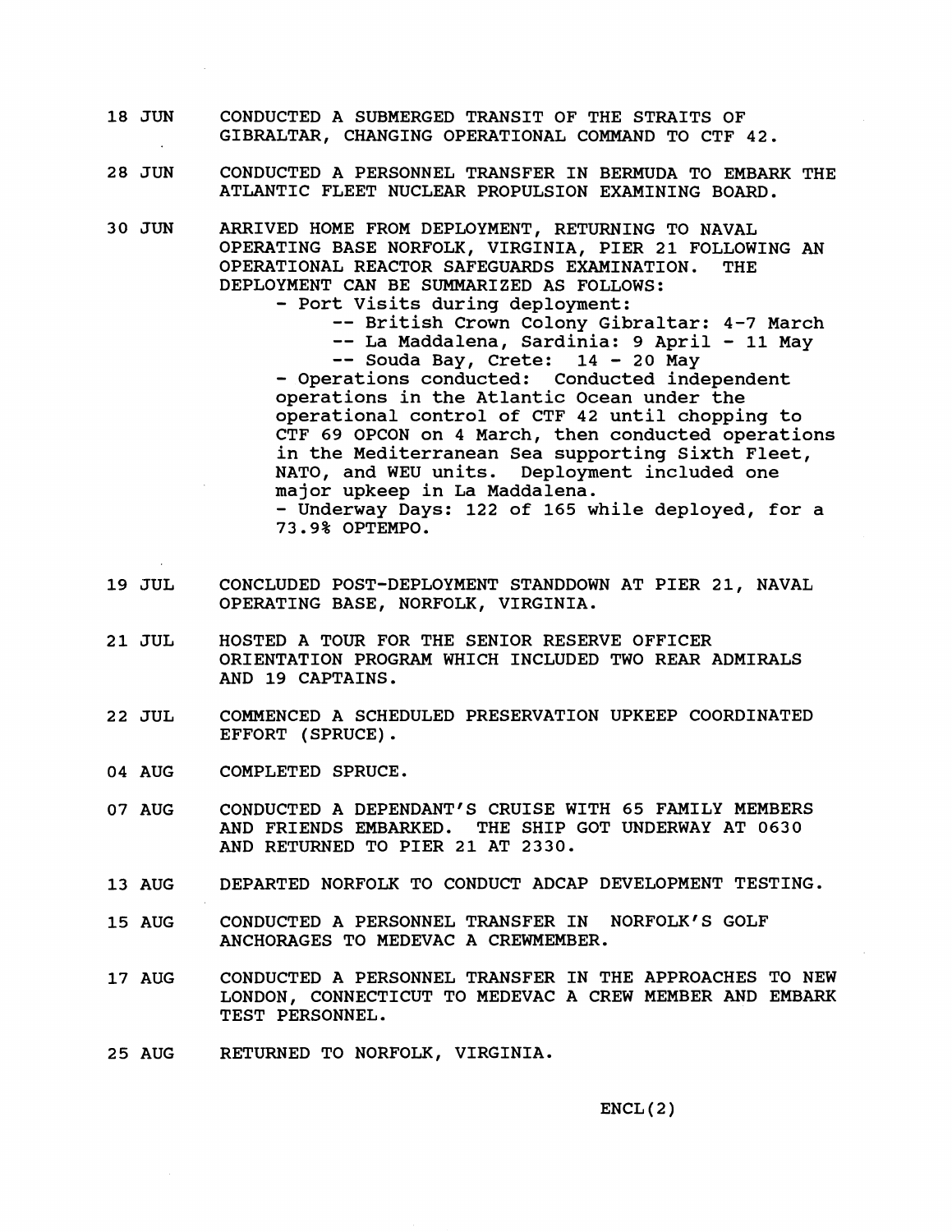18 JUN CONDUCTED A SUBMERGED TRANSIT OF THE STRAITS OF GIBRALTAR, CHANGING OPERATIONAL COMMAND TO CTF 42.

28 JUN CONDUCTED A PERSONNEL TRANSFER IN BERMUDA TO EMBARK THE ATLANTIC FLEET NUCLEAR PROPULSION EXAMINING BOARD.

30 JUN ARRIVED HOME FROM DEPLOYMENT, RETURNING TO NAVAL OPERATING BASE NORFOLK, VIRGINIA, PIER 21 FOLLOWING AN OPERATIONAL REACTOR SAFEGUARDS EXAMINATION. THE DEPLOYMENT CAN BE SUMMARIZED AS FOLLOWS:

- Port Visits during deployment:
  - -- British Crown Colony Gibraltar: 4-7 March
  - -- La Maddalena, Sardinia: 9 April - 11 May
  - -- Souda Bay, Crete: 14 - 20 May
- Operations conducted: Conducted independent operations in the Atlantic Ocean under the operational control of CTF 42 until chopping to CTF 69 OPCON on 4 March, then conducted operations in the Mediterranean Sea supporting Sixth Fleet, NATO, and WEU units. Deployment included one major upkeep in La Maddalena.
- Underway Days: 122 of 165 while deployed, for a 73.9% OPTEMPO.

19 JUL CONCLUDED POST-DEPLOYMENT STANDDOWN AT PIER 21, NAVAL OPERATING BASE, NORFOLK, VIRGINIA.

21 JUL HOSTED A TOUR FOR THE SENIOR RESERVE OFFICER ORIENTATION PROGRAM WHICH INCLUDED TWO REAR ADMIRALS AND 19 CAPTAINS.

22 JUL COMMENCED A SCHEDULED PRESERVATION UPKEEP COORDINATED EFFORT (SPRUCE).

04 AUG COMPLETED SPRUCE.

07 AUG CONDUCTED A DEPENDANT'S CRUISE WITH 65 FAMILY MEMBERS AND FRIENDS EMBARKED. THE SHIP GOT UNDERWAY AT 0630 AND RETURNED TO PIER 21 AT 2330.

13 AUG DEPARTED NORFOLK TO CONDUCT ADCAP DEVELOPMENT TESTING.

15 AUG CONDUCTED A PERSONNEL TRANSFER IN NORFOLK'S GOLF ANCHORAGES TO MEDEVAC A CREWMEMBER.

17 AUG CONDUCTED A PERSONNEL TRANSFER IN THE APPROACHES TO NEW LONDON, CONNECTICUT TO MEDEVAC A CREW MEMBER AND EMBARK TEST PERSONNEL.

25 AUG RETURNED TO NORFOLK, VIRGINIA.

ENCL(2)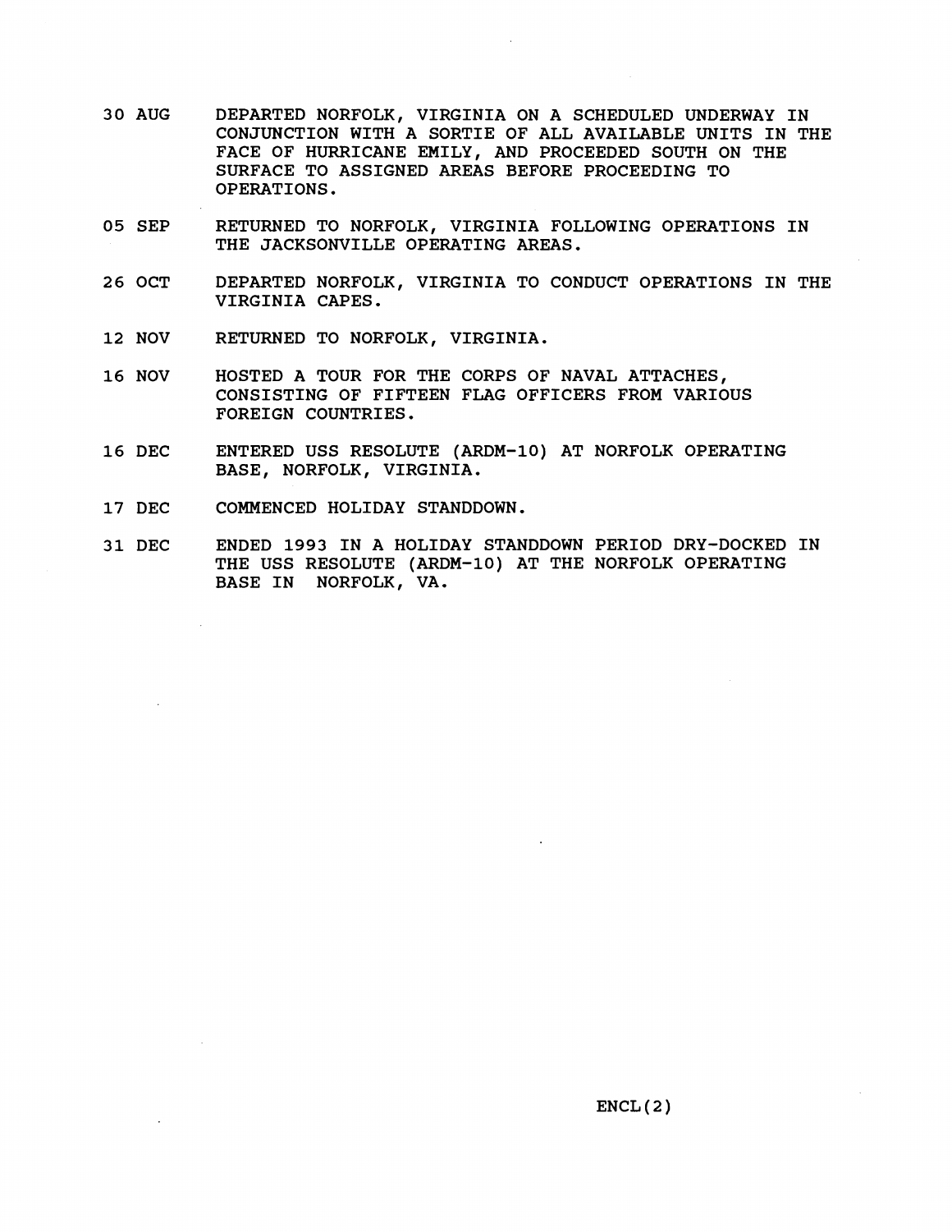30 AUG DEPARTED NORFOLK, VIRGINIA ON A SCHEDULED UNDERWAY IN CONJUNCTION WITH A SORTIE OF ALL AVAILABLE UNITS IN THE FACE OF HURRICANE EMILY, AND PROCEEDED SOUTH ON THE SURFACE TO ASSIGNED AREAS BEFORE PROCEEDING TO OPERATIONS.

05 SEP RETURNED TO NORFOLK, VIRGINIA FOLLOWING OPERATIONS IN THE JACKSONVILLE OPERATING AREAS.

26 OCT DEPARTED NORFOLK, VIRGINIA TO CONDUCT OPERATIONS IN THE VIRGINIA CAPES.

12 NOV RETURNED TO NORFOLK, VIRGINIA.

16 NOV HOSTED A TOUR FOR THE CORPS OF NAVAL ATTACHES, CONSISTING OF FIFTEEN FLAG OFFICERS FROM VARIOUS FOREIGN COUNTRIES.

16 DEC ENTERED USS RESOLUTE (ARDM-10) AT NORFOLK OPERATING BASE, NORFOLK, VIRGINIA.

17 DEC COMMENCED HOLIDAY STANDDOWN.

31 DEC ENDED 1993 IN A HOLIDAY STANDDOWN PERIOD DRY-DOCKED IN THE USS RESOLUTE (ARDM-10) AT THE NORFOLK OPERATING BASE IN NORFOLK, VA.

ENCL(2)